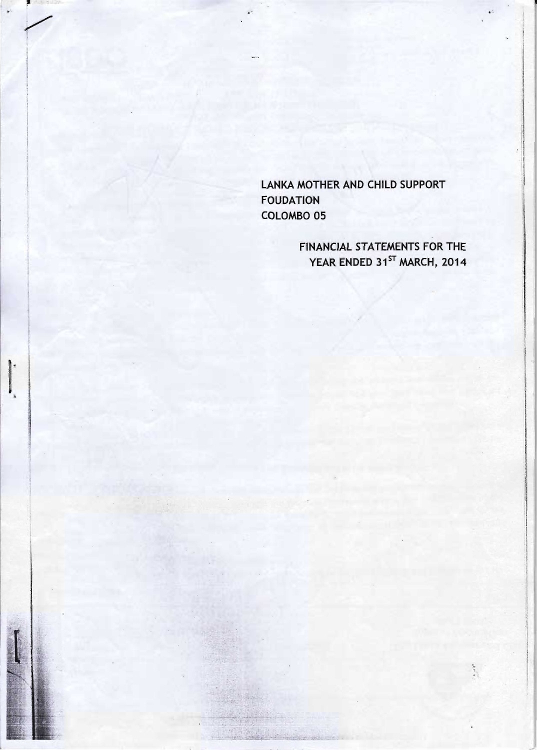LANKA MOTHER AND CHILD SUPPORT FOUDATION
COLOMBO 05

FINANCIAL STATEMENTS FOR THE YEAR ENDED 31ST MARCH, 2014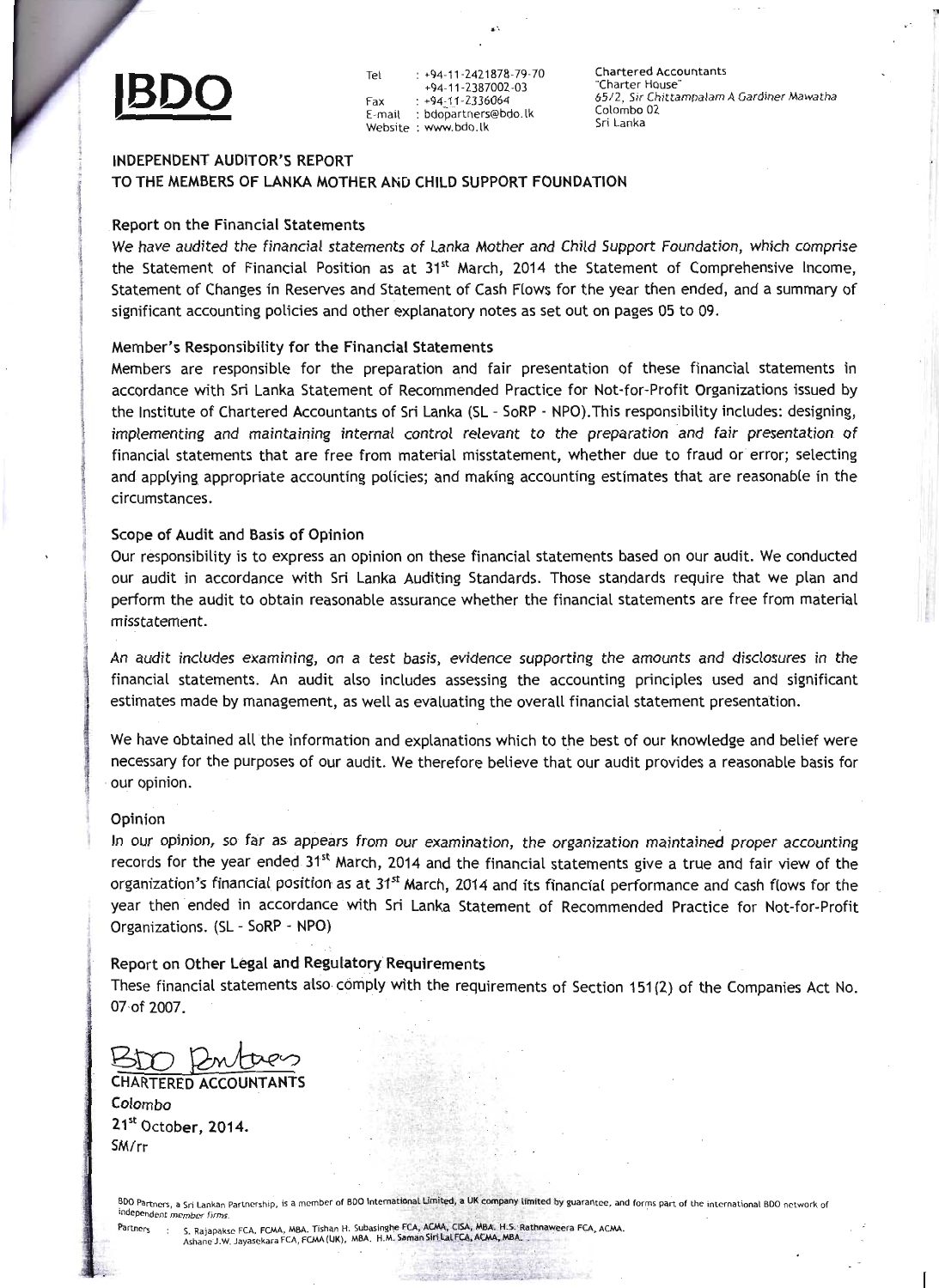**BDO**

Tel : +94-11-2421878-79-70
+94-11-2387002-03
Fax : +94-11-2336064
E-mail : bdopartners@bdo.lk
Website : www.bdo.lk

Chartered Accountants
"Charter House"
65/2, Sir Chittampalam A Gardiner Mawatha
Colombo 02
Sri Lanka

## INDEPENDENT AUDITOR'S REPORT
## TO THE MEMBERS OF LANKA MOTHER AND CHILD SUPPORT FOUNDATION

### Report on the Financial Statements

We have audited the financial statements of Lanka Mother and Child Support Foundation, which comprise the Statement of Financial Position as at 31st March, 2014 the Statement of Comprehensive Income, Statement of Changes in Reserves and Statement of Cash Flows for the year then ended, and a summary of significant accounting policies and other explanatory notes as set out on pages 05 to 09.

### Member's Responsibility for the Financial Statements

Members are responsible for the preparation and fair presentation of these financial statements in accordance with Sri Lanka Statement of Recommended Practice for Not-for-Profit Organizations issued by the Institute of Chartered Accountants of Sri Lanka (SL - SoRP - NPO).This responsibility includes: designing, implementing and maintaining internal control relevant to the preparation and fair presentation of financial statements that are free from material misstatement, whether due to fraud or error; selecting and applying appropriate accounting policies; and making accounting estimates that are reasonable in the circumstances.

### Scope of Audit and Basis of Opinion

Our responsibility is to express an opinion on these financial statements based on our audit. We conducted our audit in accordance with Sri Lanka Auditing Standards. Those standards require that we plan and perform the audit to obtain reasonable assurance whether the financial statements are free from material misstatement.

An audit includes examining, on a test basis, evidence supporting the amounts and disclosures in the financial statements. An audit also includes assessing the accounting principles used and significant estimates made by management, as well as evaluating the overall financial statement presentation.

We have obtained all the information and explanations which to the best of our knowledge and belief were necessary for the purposes of our audit. We therefore believe that our audit provides a reasonable basis for our opinion.

### Opinion

In our opinion, so far as appears from our examination, the organization maintained proper accounting records for the year ended 31st March, 2014 and the financial statements give a true and fair view of the organization's financial position as at 31st March, 2014 and its financial performance and cash flows for the year then ended in accordance with Sri Lanka Statement of Recommended Practice for Not-for-Profit Organizations. (SL - SoRP - NPO)

### Report on Other Legal and Regulatory Requirements

These financial statements also comply with the requirements of Section 151(2) of the Companies Act No. 07 of 2007.

BDO Partners

CHARTERED ACCOUNTANTS
Colombo
21st October, 2014.
SM/rr

BDO Partners, a Sri Lankan Partnership, is a member of BDO International Limited, a UK company limited by guarantee, and forms part of the international BDO network of independent member firms.

Partners : S. Rajapakse FCA, FCMA, MBA. Tishan H. Subasinghe FCA, ACMA, CISA, MBA. H.S. Rathnaweera FCA, ACMA.
Ashane J.W. Jayasekara FCA, FCMA (UK), MBA. H.M. Saman Siri Lal FCA, ACMA, MBA.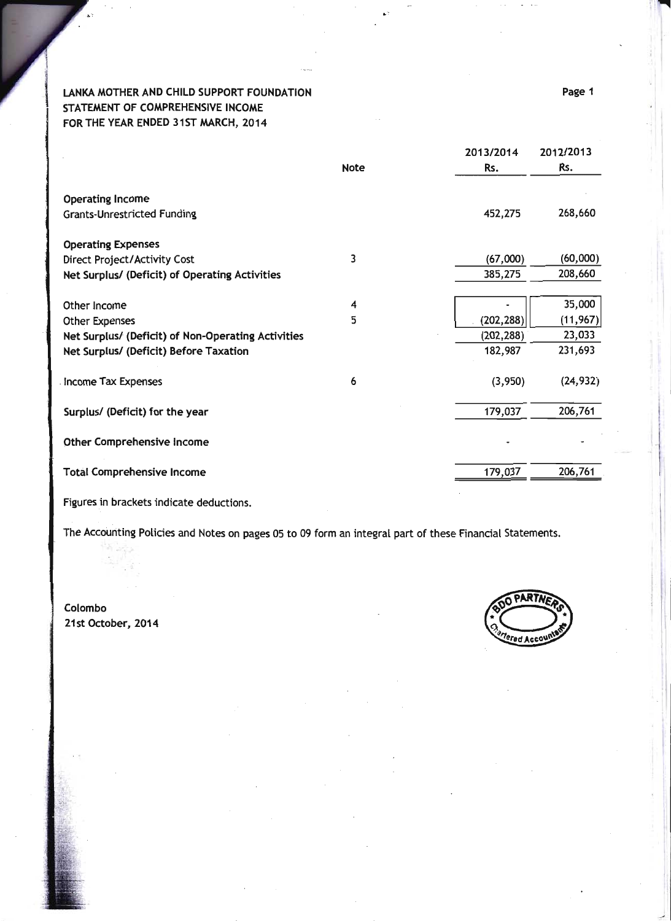**LANKA MOTHER AND CHILD SUPPORT FOUNDATION**
**STATEMENT OF COMPREHENSIVE INCOME**
**FOR THE YEAR ENDED 31ST MARCH, 2014**

| | Note | 2013/2014 Rs. | 2012/2013 Rs. |
|---|---|---|---|
| **Operating Income** | | | |
| Grants-Unrestricted Funding | | 452,275 | 268,660 |
| **Operating Expenses** | | | |
| Direct Project/Activity Cost | 3 | (67,000) | (60,000) |
| **Net Surplus/ (Deficit) of Operating Activities** | | 385,275 | 208,660 |
| Other Income | 4 | - | 35,000 |
| Other Expenses | 5 | (202,288) | (11,967) |
| **Net Surplus/ (Deficit) of Non-Operating Activities** | | (202,288) | 23,033 |
| **Net Surplus/ (Deficit) Before Taxation** | | 182,987 | 231,693 |
| Income Tax Expenses | 6 | (3,950) | (24,932) |
| **Surplus/ (Deficit) for the year** | | 179,037 | 206,761 |
| **Other Comprehensive Income** | | - | - |
| **Total Comprehensive Income** | | 179,037 | 206,761 |

Figures in brackets indicate deductions.

The Accounting Policies and Notes on pages 05 to 09 form an integral part of these Financial Statements.

Colombo
21st October, 2014

BDO PARTNERS Chartered Accountants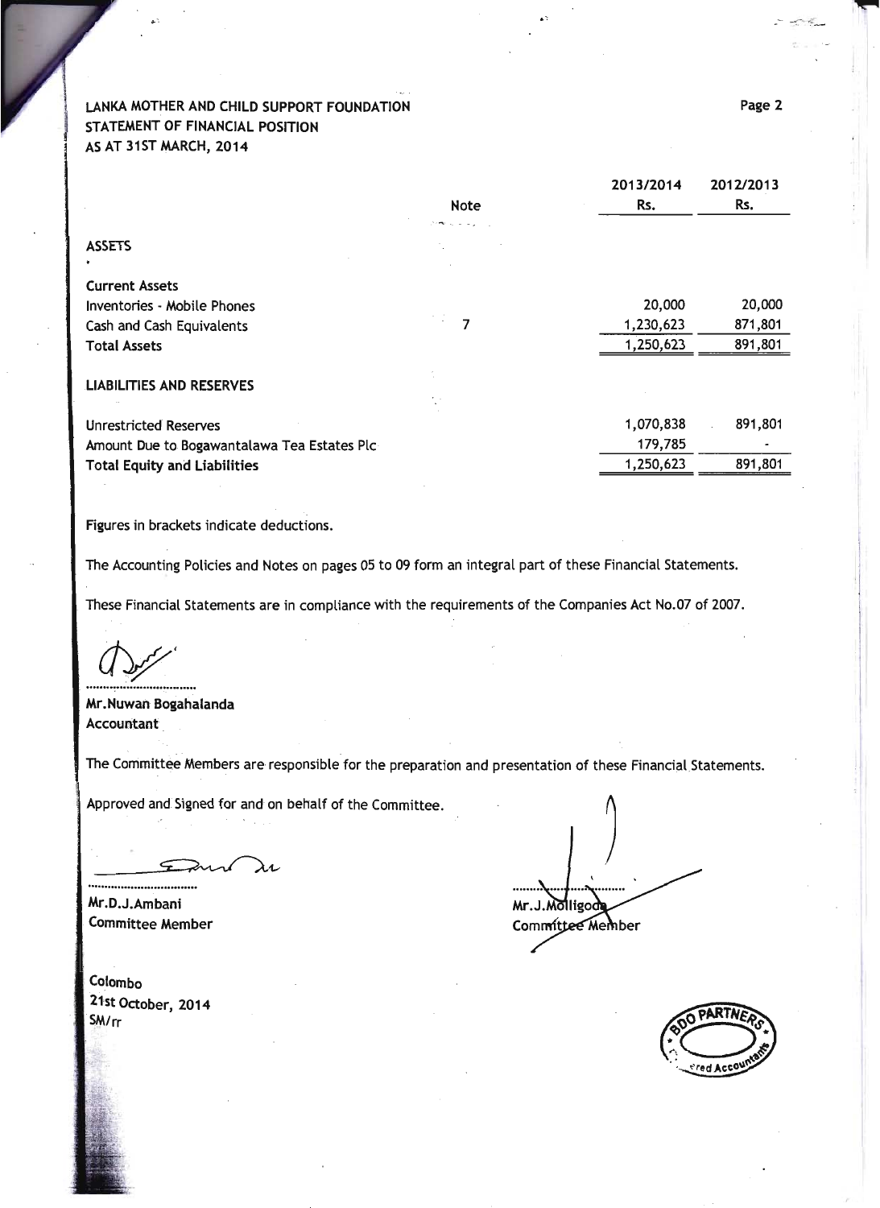LANKA MOTHER AND CHILD SUPPORT FOUNDATION
STATEMENT OF FINANCIAL POSITION
AS AT 31ST MARCH, 2014

| | Note | 2013/2014<br>Rs. | 2012/2013<br>Rs. |
|---|---|---|---|
| **ASSETS** | | | |
| **Current Assets** | | | |
| Inventories - Mobile Phones | | 20,000 | 20,000 |
| Cash and Cash Equivalents | 7 | 1,230,623 | 871,801 |
| **Total Assets** | | 1,250,623 | 891,801 |
| **LIABILITIES AND RESERVES** | | | |
| Unrestricted Reserves | | 1,070,838 | 891,801 |
| Amount Due to Bogawantalawa Tea Estates Plc | | 179,785 | - |
| **Total Equity and Liabilities** | | 1,250,623 | 891,801 |

Figures in brackets indicate deductions.

The Accounting Policies and Notes on pages 05 to 09 form an integral part of these Financial Statements.

These Financial Statements are in compliance with the requirements of the Companies Act No.07 of 2007.

..................................
**Mr.Nuwan Bogahalanda**
**Accountant**

The Committee Members are responsible for the preparation and presentation of these Financial Statements.

Approved and Signed for and on behalf of the Committee.

..................................
**Mr.D.J.Ambani**
**Committee Member**

..................................
**Mr.J.Molligoda**
**Committee Member**

Colombo
21st October, 2014
SM/rr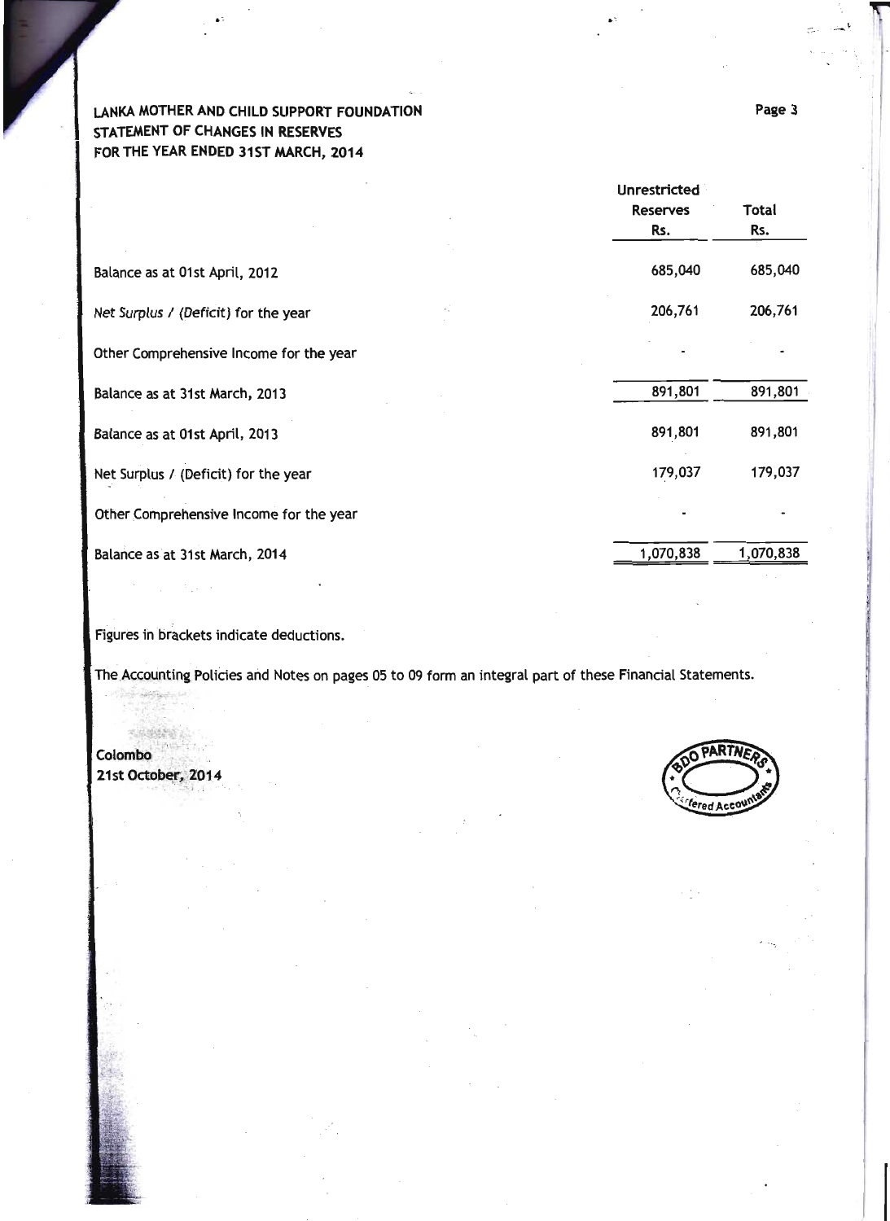**LANKA MOTHER AND CHILD SUPPORT FOUNDATION**
**STATEMENT OF CHANGES IN RESERVES**
**FOR THE YEAR ENDED 31ST MARCH, 2014**

| | Unrestricted Reserves Rs. | Total Rs. |
|---|---|---|
| Balance as at 01st April, 2012 | 685,040 | 685,040 |
| *Net Surplus / (Deficit) for the year* | 206,761 | 206,761 |
| Other Comprehensive Income for the year | - | - |
| Balance as at 31st March, 2013 | 891,801 | 891,801 |
| Balance as at 01st April, 2013 | 891,801 | 891,801 |
| Net Surplus / (Deficit) for the year | 179,037 | 179,037 |
| Other Comprehensive Income for the year | - | - |
| Balance as at 31st March, 2014 | 1,070,838 | 1,070,838 |

Figures in brackets indicate deductions.

The Accounting Policies and Notes on pages 05 to 09 form an integral part of these Financial Statements.

**Colombo**
**21st October, 2014**

BDO PARTNERS Chartered Accountants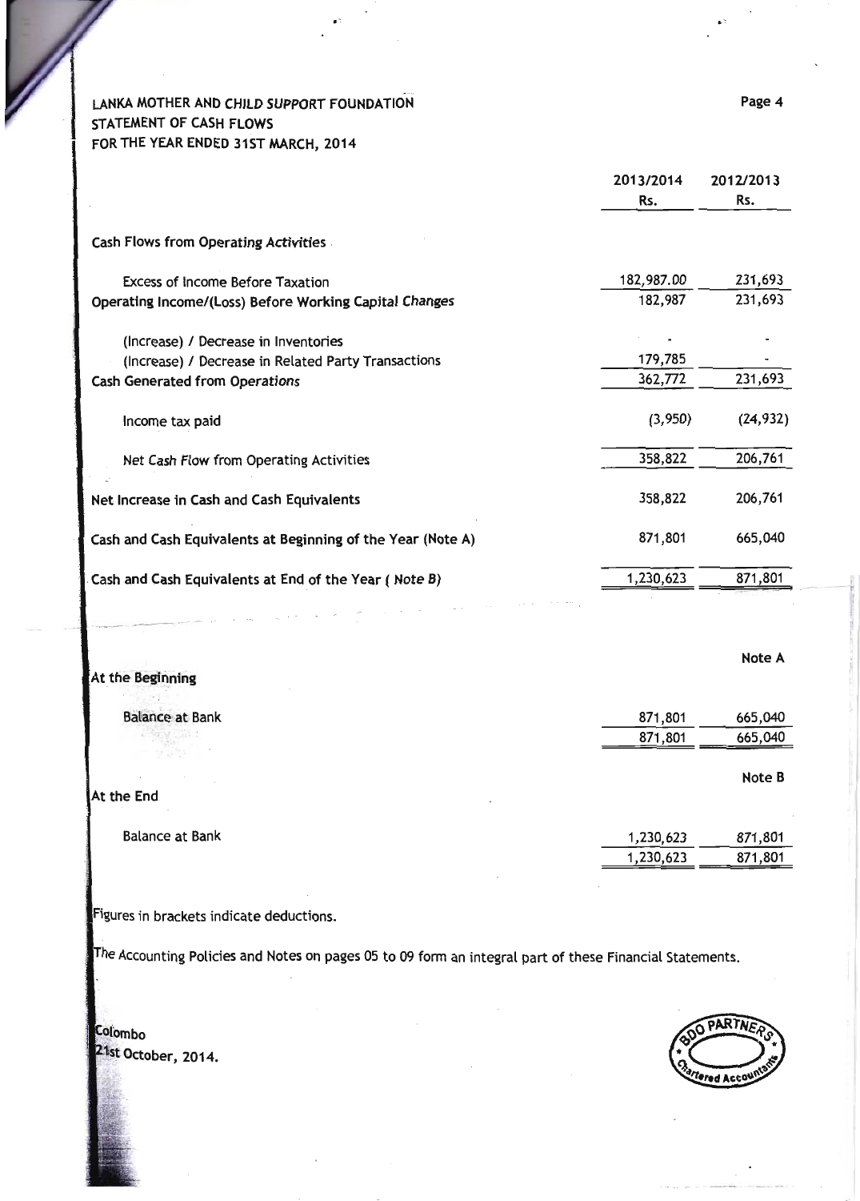LANKA MOTHER AND CHILD SUPPORT FOUNDATION
STATEMENT OF CASH FLOWS
FOR THE YEAR ENDED 31ST MARCH, 2014

| | 2013/2014 Rs. | 2012/2013 Rs. |
|---|---|---|
| **Cash Flows from Operating Activities** | | |
| Excess of Income Before Taxation | 182,987.00 | 231,693 |
| **Operating Income/(Loss) Before Working Capital Changes** | 182,987 | 231,693 |
| (Increase) / Decrease in Inventories | - | - |
| (Increase) / Decrease in Related Party Transactions | 179,785 | - |
| **Cash Generated from Operations** | 362,772 | 231,693 |
| Income tax paid | (3,950) | (24,932) |
| Net Cash Flow from Operating Activities | 358,822 | 206,761 |
| **Net Increase in Cash and Cash Equivalents** | 358,822 | 206,761 |
| **Cash and Cash Equivalents at Beginning of the Year (Note A)** | 871,801 | 665,040 |
| **Cash and Cash Equivalents at End of the Year ( *Note B*)** | 1,230,623 | 871,801 |

**Note A**

| **At the Beginning** | | |
|---|---|---|
| Balance at Bank | 871,801 | 665,040 |
| | 871,801 | 665,040 |

**Note B**

| **At the End** | | |
|---|---|---|
| Balance at Bank | 1,230,623 | 871,801 |
| | 1,230,623 | 871,801 |

Figures in brackets indicate deductions.

The Accounting Policies and Notes on pages 05 to 09 form an integral part of these Financial Statements.

Colombo
21st October, 2014.

BDO PARTNERS Chartered Accountants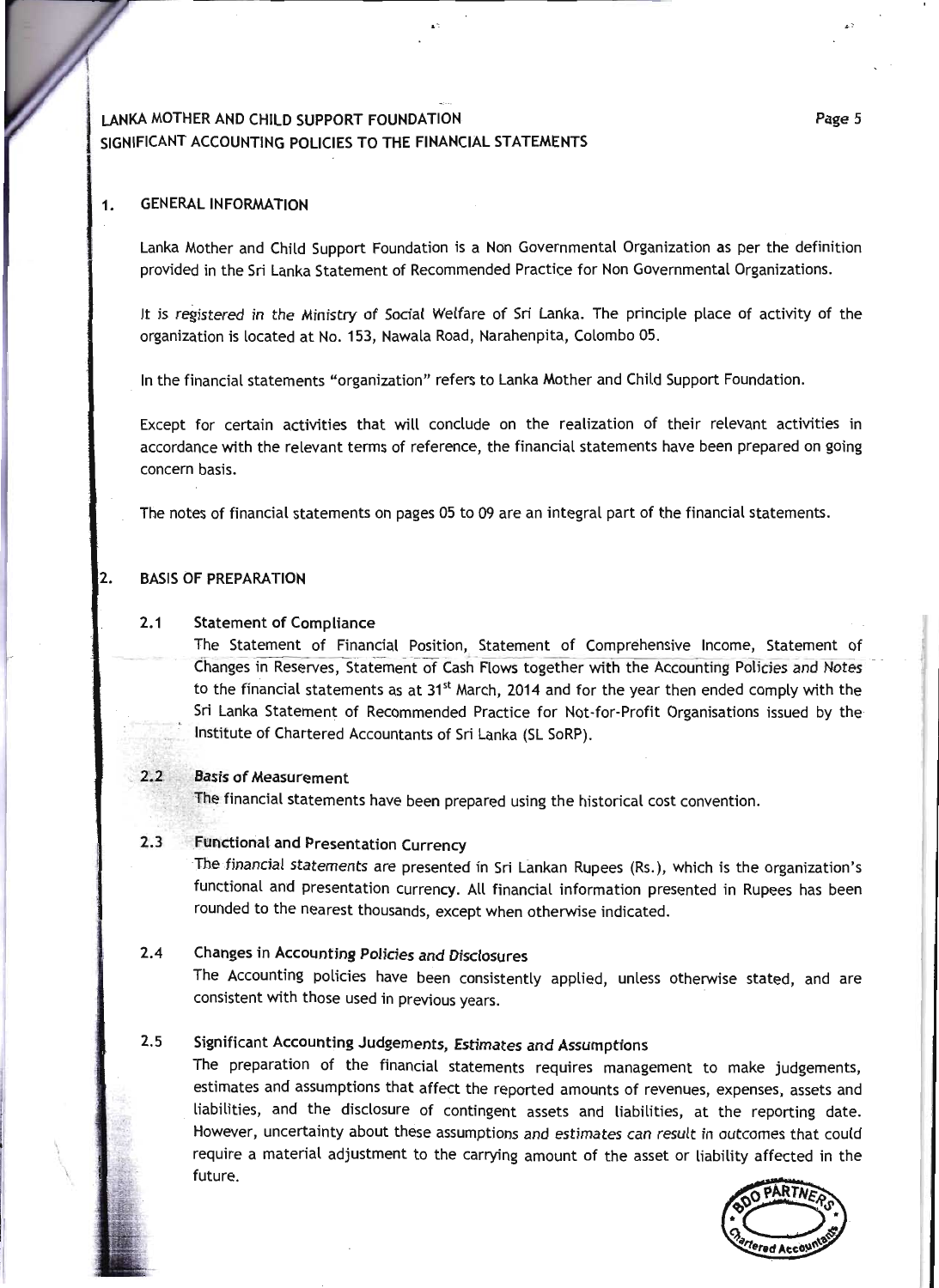LANKA MOTHER AND CHILD SUPPORT FOUNDATION
SIGNIFICANT ACCOUNTING POLICIES TO THE FINANCIAL STATEMENTS

## 1. GENERAL INFORMATION

Lanka Mother and Child Support Foundation is a Non Governmental Organization as per the definition provided in the Sri Lanka Statement of Recommended Practice for Non Governmental Organizations.

It is registered in the Ministry of Social Welfare of Sri Lanka. The principle place of activity of the organization is located at No. 153, Nawala Road, Narahenpita, Colombo 05.

In the financial statements "organization" refers to Lanka Mother and Child Support Foundation.

Except for certain activities that will conclude on the realization of their relevant activities in accordance with the relevant terms of reference, the financial statements have been prepared on going concern basis.

The notes of financial statements on pages 05 to 09 are an integral part of the financial statements.

## 2. BASIS OF PREPARATION

### 2.1 Statement of Compliance

The Statement of Financial Position, Statement of Comprehensive Income, Statement of Changes in Reserves, Statement of Cash Flows together with the Accounting Policies and Notes to the financial statements as at 31st March, 2014 and for the year then ended comply with the Sri Lanka Statement of Recommended Practice for Not-for-Profit Organisations issued by the Institute of Chartered Accountants of Sri Lanka (SL SoRP).

### 2.2 Basis of Measurement

The financial statements have been prepared using the historical cost convention.

### 2.3 Functional and Presentation Currency

The financial statements are presented in Sri Lankan Rupees (Rs.), which is the organization's functional and presentation currency. All financial information presented in Rupees has been rounded to the nearest thousands, except when otherwise indicated.

### 2.4 Changes in Accounting Policies and Disclosures

The Accounting policies have been consistently applied, unless otherwise stated, and are consistent with those used in previous years.

### 2.5 Significant Accounting Judgements, Estimates and Assumptions

The preparation of the financial statements requires management to make judgements, estimates and assumptions that affect the reported amounts of revenues, expenses, assets and liabilities, and the disclosure of contingent assets and liabilities, at the reporting date. However, uncertainty about these assumptions and estimates can result in outcomes that could require a material adjustment to the carrying amount of the asset or liability affected in the future.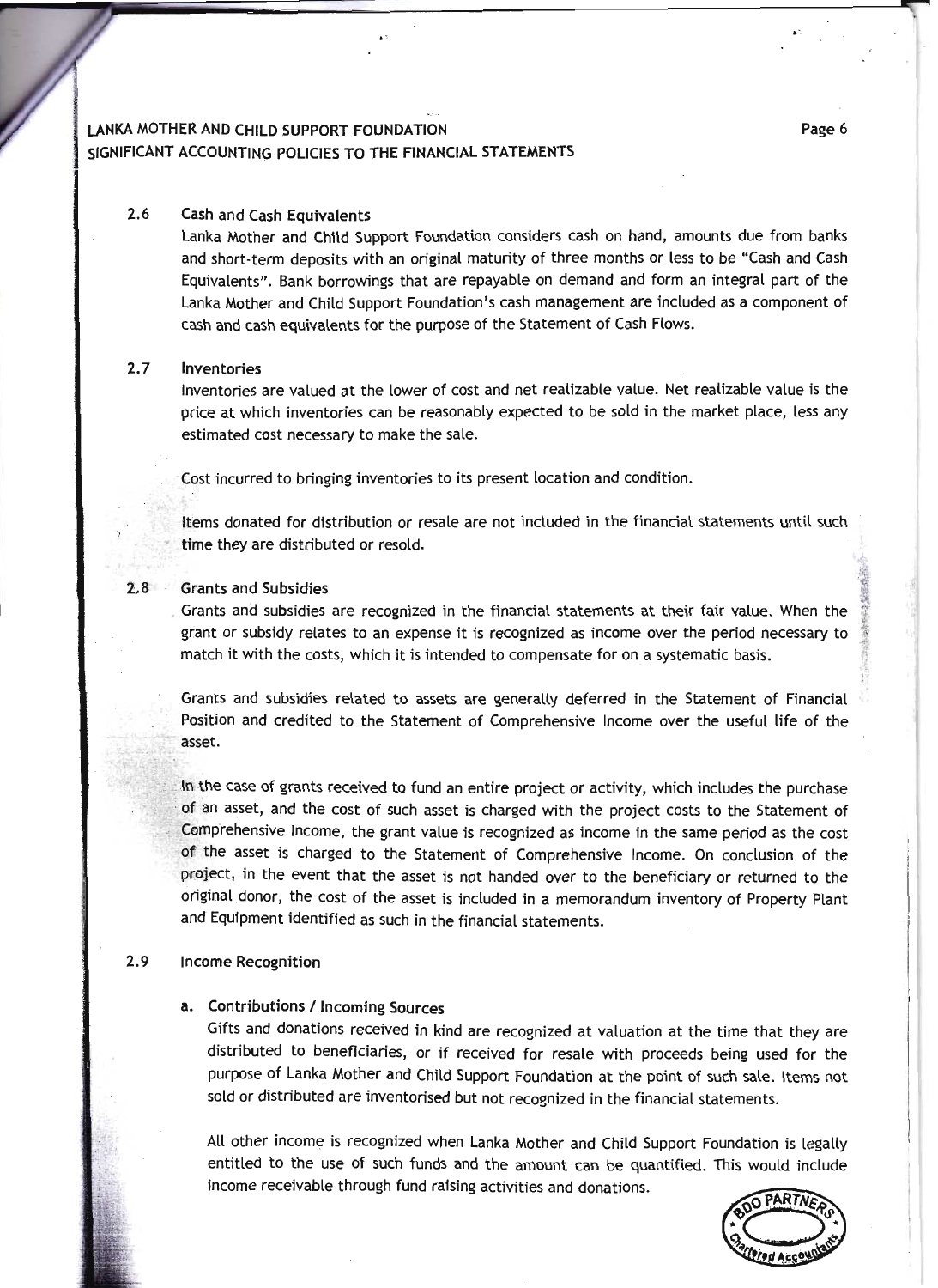LANKA MOTHER AND CHILD SUPPORT FOUNDATION
SIGNIFICANT ACCOUNTING POLICIES TO THE FINANCIAL STATEMENTS

### 2.6 Cash and Cash Equivalents

Lanka Mother and Child Support Foundation considers cash on hand, amounts due from banks and short-term deposits with an original maturity of three months or less to be "Cash and Cash Equivalents". Bank borrowings that are repayable on demand and form an integral part of the Lanka Mother and Child Support Foundation's cash management are included as a component of cash and cash equivalents for the purpose of the Statement of Cash Flows.

### 2.7 Inventories

Inventories are valued at the lower of cost and net realizable value. Net realizable value is the price at which inventories can be reasonably expected to be sold in the market place, less any estimated cost necessary to make the sale.

Cost incurred to bringing inventories to its present location and condition.

Items donated for distribution or resale are not included in the financial statements until such time they are distributed or resold.

### 2.8 Grants and Subsidies

Grants and subsidies are recognized in the financial statements at their fair value. When the grant or subsidy relates to an expense it is recognized as income over the period necessary to match it with the costs, which it is intended to compensate for on a systematic basis.

Grants and subsidies related to assets are generally deferred in the Statement of Financial Position and credited to the Statement of Comprehensive Income over the useful life of the asset.

In the case of grants received to fund an entire project or activity, which includes the purchase of an asset, and the cost of such asset is charged with the project costs to the Statement of Comprehensive Income, the grant value is recognized as income in the same period as the cost of the asset is charged to the Statement of Comprehensive Income. On conclusion of the project, in the event that the asset is not handed over to the beneficiary or returned to the original donor, the cost of the asset is included in a memorandum inventory of Property Plant and Equipment identified as such in the financial statements.

### 2.9 Income Recognition

#### a. Contributions / Incoming Sources

Gifts and donations received in kind are recognized at valuation at the time that they are distributed to beneficiaries, or if received for resale with proceeds being used for the purpose of Lanka Mother and Child Support Foundation at the point of such sale. Items not sold or distributed are inventorised but not recognized in the financial statements.

All other income is recognized when Lanka Mother and Child Support Foundation is legally entitled to the use of such funds and the amount can be quantified. This would include income receivable through fund raising activities and donations.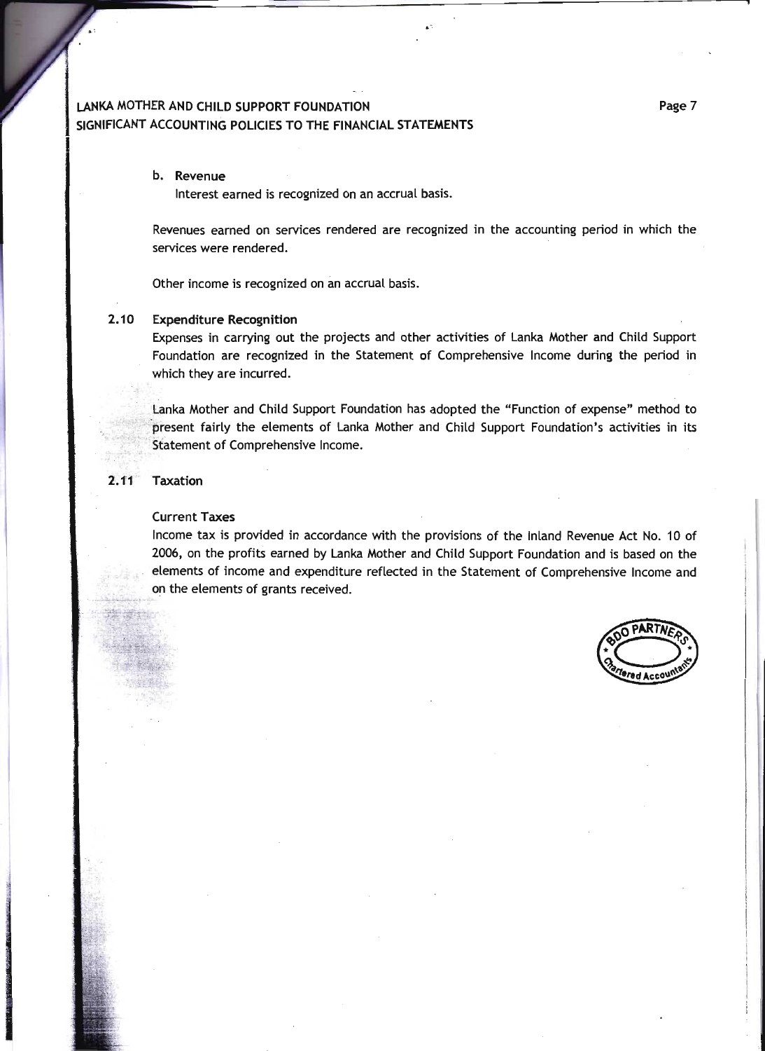b. **Revenue**

Interest earned is recognized on an accrual basis.

Revenues earned on services rendered are recognized in the accounting period in which the services were rendered.

Other income is recognized on an accrual basis.

### 2.10 Expenditure Recognition

Expenses in carrying out the projects and other activities of Lanka Mother and Child Support Foundation are recognized in the Statement of Comprehensive Income during the period in which they are incurred.

Lanka Mother and Child Support Foundation has adopted the "Function of expense" method to present fairly the elements of Lanka Mother and Child Support Foundation's activities in its Statement of Comprehensive Income.

### 2.11 Taxation

**Current Taxes**

Income tax is provided in accordance with the provisions of the Inland Revenue Act No. 10 of 2006, on the profits earned by Lanka Mother and Child Support Foundation and is based on the elements of income and expenditure reflected in the Statement of Comprehensive Income and on the elements of grants received.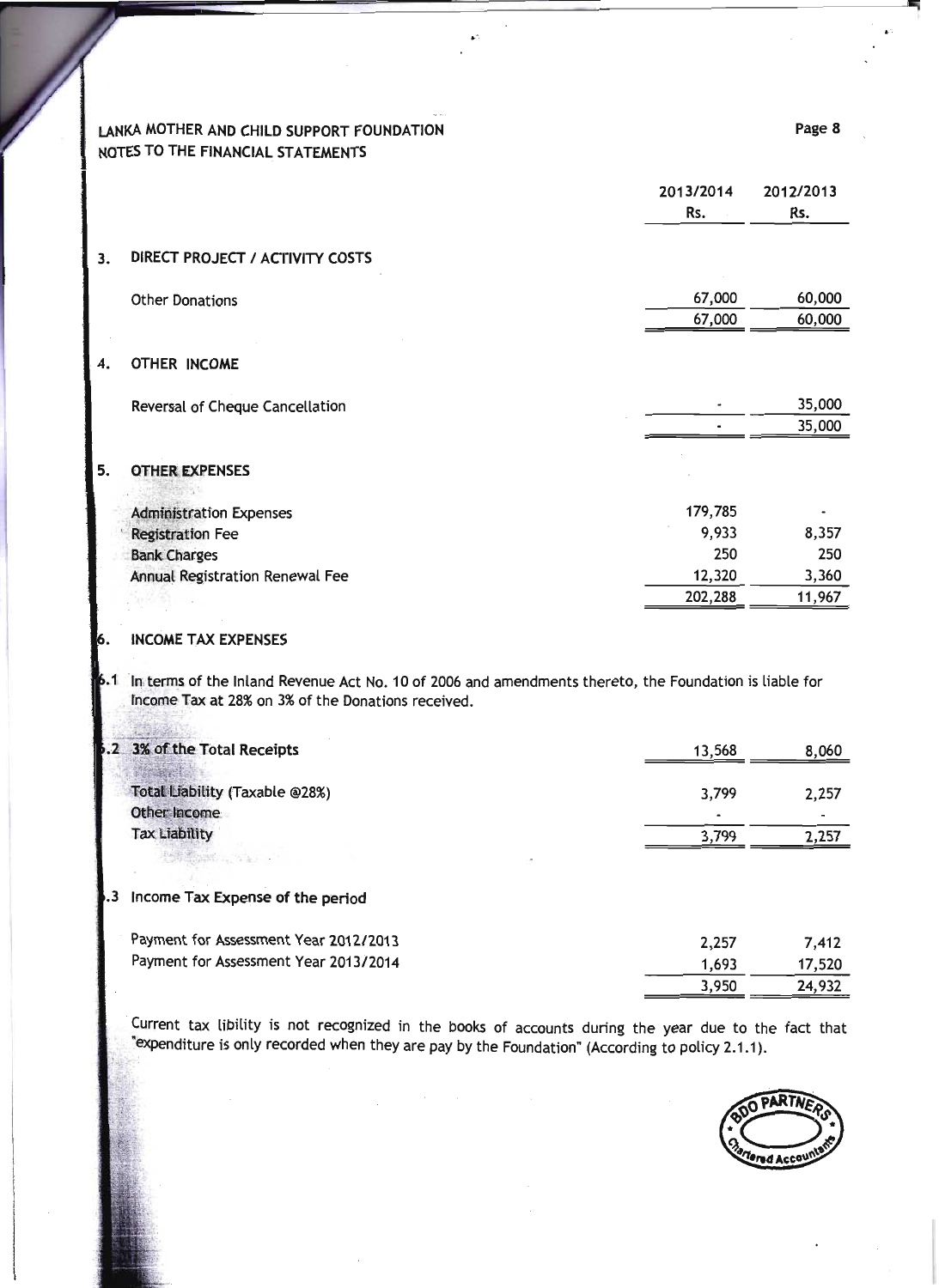LANKA MOTHER AND CHILD SUPPORT FOUNDATION
NOTES TO THE FINANCIAL STATEMENTS

| | 2013/2014 Rs. | 2012/2013 Rs. |
|---|---|---|
| **3. DIRECT PROJECT / ACTIVITY COSTS** | | |
| Other Donations | 67,000 | 60,000 |
| | 67,000 | 60,000 |
| **4. OTHER INCOME** | | |
| Reversal of Cheque Cancellation | - | 35,000 |
| | - | 35,000 |
| **5. OTHER EXPENSES** | | |
| Administration Expenses | 179,785 | - |
| Registration Fee | 9,933 | 8,357 |
| Bank Charges | 250 | 250 |
| Annual Registration Renewal Fee | 12,320 | 3,360 |
| | 202,288 | 11,967 |

## 6. INCOME TAX EXPENSES

6.1 In terms of the Inland Revenue Act No. 10 of 2006 and amendments thereto, the Foundation is liable for Income Tax at 28% on 3% of the Donations received.

| | 2013/2014 Rs. | 2012/2013 Rs. |
|---|---|---|
| **6.2 3% of the Total Receipts** | 13,568 | 8,060 |
| Total Liability (Taxable @28%) | 3,799 | 2,257 |
| Other Income | - | - |
| Tax Liability | 3,799 | 2,257 |

**6.3 Income Tax Expense of the period**

| | 2013/2014 Rs. | 2012/2013 Rs. |
|---|---|---|
| Payment for Assessment Year 2012/2013 | 2,257 | 7,412 |
| Payment for Assessment Year 2013/2014 | 1,693 | 17,520 |
| | 3,950 | 24,932 |

Current tax libility is not recognized in the books of accounts during the year due to the fact that "expenditure is only recorded when they are pay by the Foundation" (According to policy 2.1.1).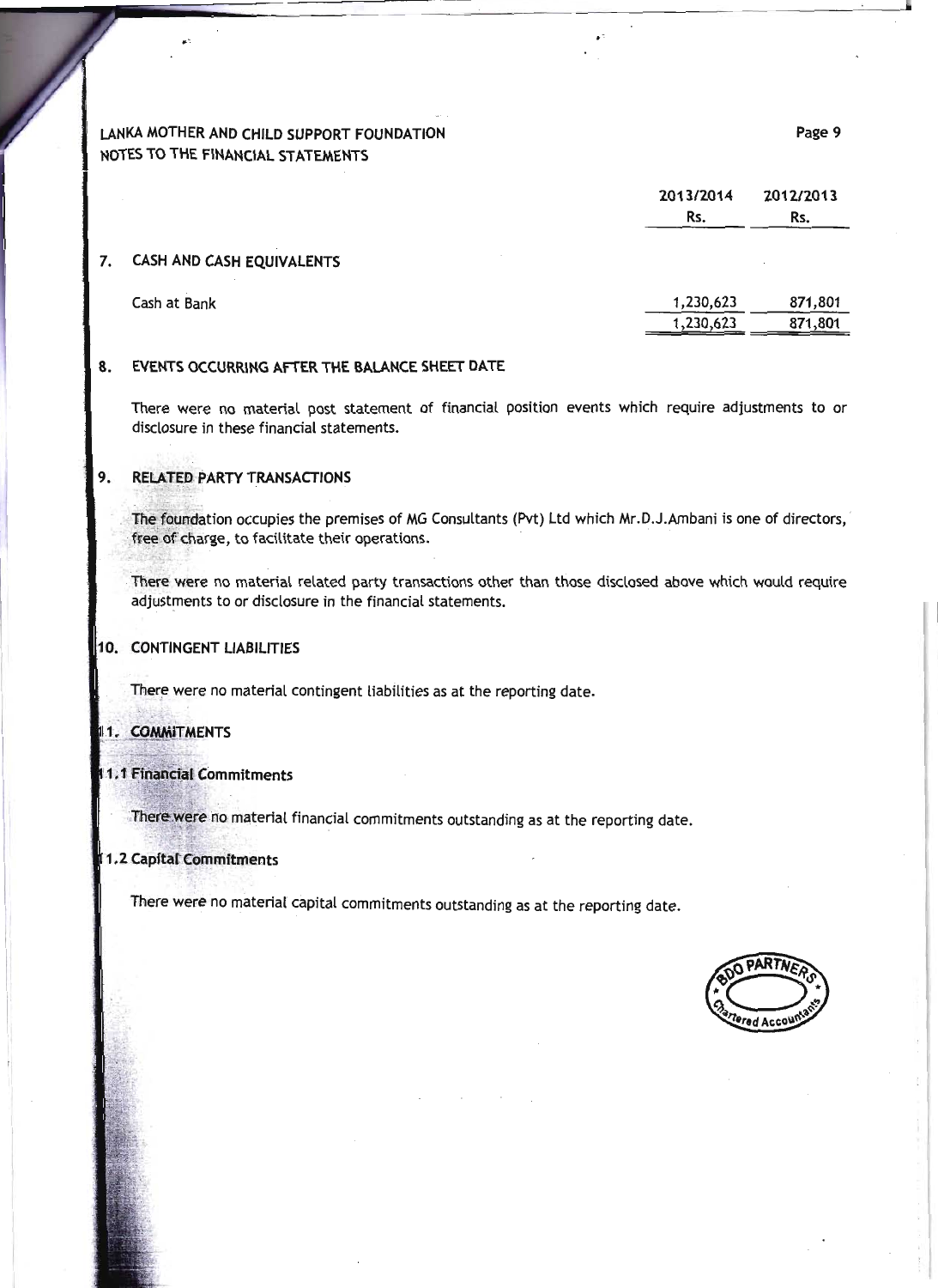LANKA MOTHER AND CHILD SUPPORT FOUNDATION
NOTES TO THE FINANCIAL STATEMENTS

| | 2013/2014 | 2012/2013 |
|---|---|---|
| | Rs. | Rs. |
| **7. CASH AND CASH EQUIVALENTS** | | |
| Cash at Bank | 1,230,623 | 871,801 |
| | 1,230,623 | 871,801 |

## 8. EVENTS OCCURRING AFTER THE BALANCE SHEET DATE

There were no material post statement of financial position events which require adjustments to or disclosure in these financial statements.

## 9. RELATED PARTY TRANSACTIONS

The foundation occupies the premises of MG Consultants (Pvt) Ltd which Mr.D.J.Ambani is one of directors, free of charge, to facilitate their operations.

There were no material related party transactions other than those disclosed above which would require adjustments to or disclosure in the financial statements.

## 10. CONTINGENT LIABILITIES

There were no material contingent liabilities as at the reporting date.

## 11. COMMITMENTS

### 11.1 Financial Commitments

There were no material financial commitments outstanding as at the reporting date.

### 11.2 Capital Commitments

There were no material capital commitments outstanding as at the reporting date.

BDO PARTNERS Chartered Accountants